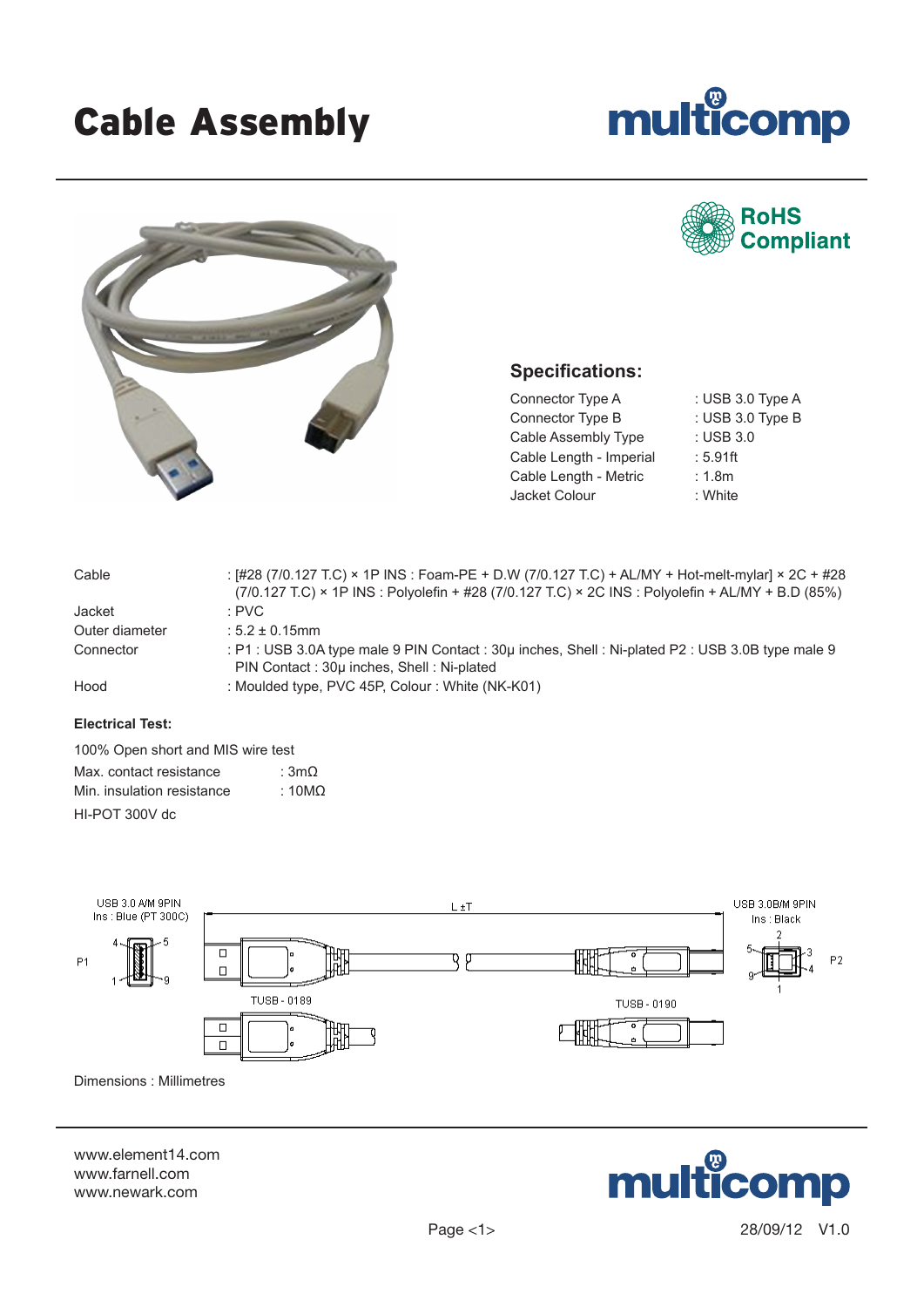# Cable Assembly

RoHS Compliant

## Specifications:

| | |
|---|---|
| Connector Type A | : USB 3.0 Type A |
| Connector Type B | : USB 3.0 Type B |
| Cable Assembly Type | : USB 3.0 |
| Cable Length - Imperial | : 5.91ft |
| Cable Length - Metric | : 1.8m |
| Jacket Colour | : White |

| | |
|---|---|
| Cable | : [#28 (7/0.127 T.C) × 1P INS : Foam-PE + D.W (7/0.127 T.C) + AL/MY + Hot-melt-mylar] × 2C + #28 (7/0.127 T.C) × 1P INS : Polyolefin + #28 (7/0.127 T.C) × 2C INS : Polyolefin + AL/MY + B.D (85%) |
| Jacket | : PVC |
| Outer diameter | : 5.2 ± 0.15mm |
| Connector | : P1 : USB 3.0A type male 9 PIN Contact : 30µ inches, Shell : Ni-plated P2 : USB 3.0B type male 9 PIN Contact : 30µ inches, Shell : Ni-plated |
| Hood | : Moulded type, PVC 45P, Colour : White (NK-K01) |

**Electrical Test:**

100% Open short and MIS wire test

| | |
|---|---|
| Max. contact resistance | : 3mΩ |
| Min. insulation resistance | : 10MΩ |

HI-POT 300V dc

USB 3.0 A/M 9PIN
Ins : Blue (PT 300C)

P1

L ±T

TUSB - 0189

TUSB - 0190

USB 3.0B/M 9PIN
Ins : Black

P2

Dimensions : Millimetres

www.element14.com
www.farnell.com
www.newark.com

28/09/12 V1.0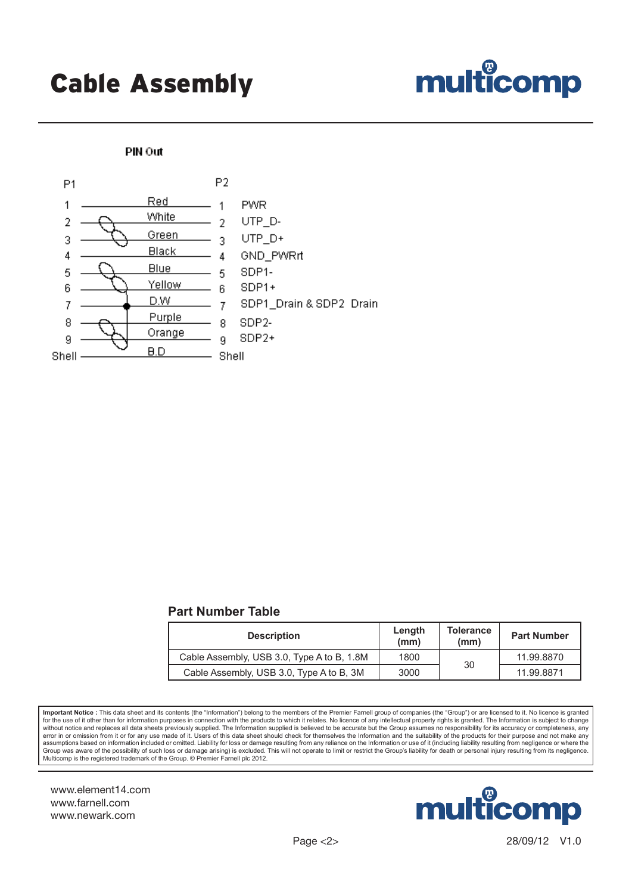# Cable Assembly

PIN Out

P1

P2

1 Red 1 PWR
2 White 2 UTP_D-
3 Green 3 UTP_D+
4 Black 4 GND_PWRrt
5 Blue 5 SDP1-
6 Yellow 6 SDP1+
7 D.W 7 SDP1_Drain & SDP2 Drain
8 Purple 8 SDP2-
9 Orange 9 SDP2+
Shell B.D Shell

## Part Number Table

| Description | Length (mm) | Tolerance (mm) | Part Number |
|---|---|---|---|
| Cable Assembly, USB 3.0, Type A to B, 1.8M | 1800 | 30 | 11.99.8870 |
| Cable Assembly, USB 3.0, Type A to B, 3M | 3000 | | 11.99.8871 |

**Important Notice :** This data sheet and its contents (the "Information") belong to the members of the Premier Farnell group of companies (the "Group") or are licensed to it. No licence is granted for the use of it other than for information purposes in connection with the products to which it relates. No licence of any intellectual property rights is granted. The Information is subject to change without notice and replaces all data sheets previously supplied. The Information supplied is believed to be accurate but the Group assumes no responsibility for its accuracy or completeness, any error in or omission from it or for any use made of it. Users of this data sheet should check for themselves the Information and the suitability of the products for their purpose and not make any assumptions based on information included or omitted. Liability for loss or damage resulting from any reliance on the Information or use of it (including liability resulting from negligence or where the Group was aware of the possibility of such loss or damage arising) is excluded. This will not operate to limit or restrict the Group's liability for death or personal injury resulting from its negligence. Multicomp is the registered trademark of the Group. © Premier Farnell plc 2012.

www.element14.com
www.farnell.com
www.newark.com

28/09/12 V1.0